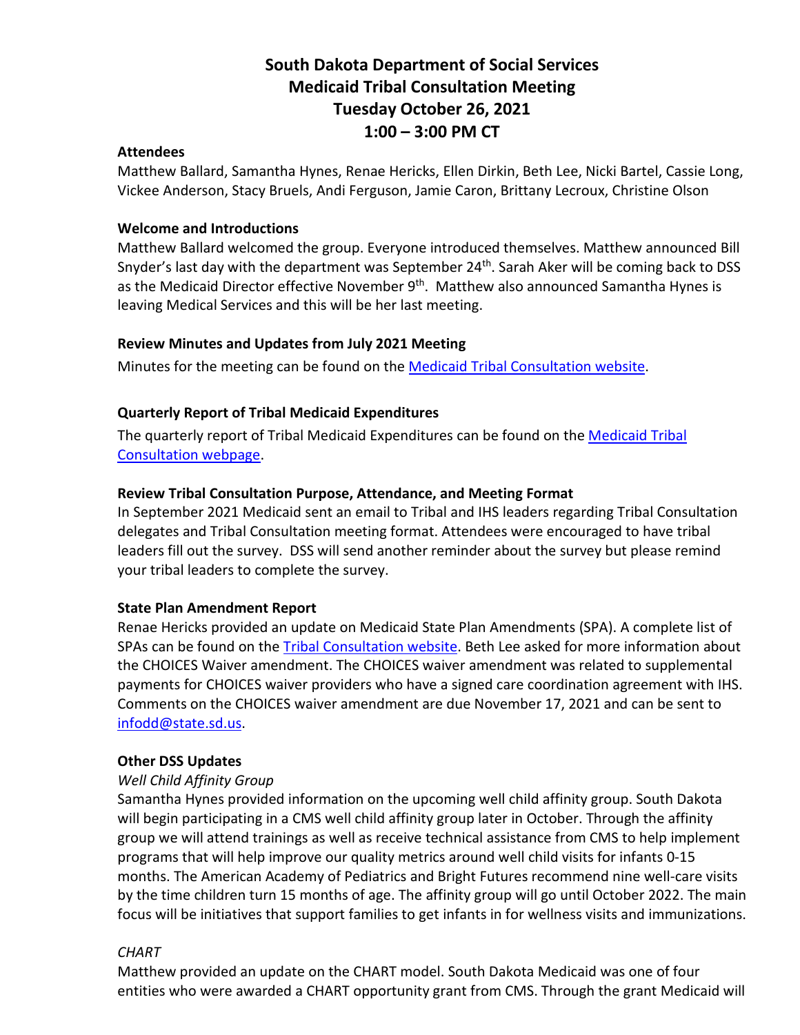# South Dakota Department of Social Services
# Medicaid Tribal Consultation Meeting
# Tuesday October 26, 2021
# 1:00 – 3:00 PM CT

**Attendees**

Matthew Ballard, Samantha Hynes, Renae Hericks, Ellen Dirkin, Beth Lee, Nicki Bartel, Cassie Long, Vickee Anderson, Stacy Bruels, Andi Ferguson, Jamie Caron, Brittany Lecroux, Christine Olson

**Welcome and Introductions**

Matthew Ballard welcomed the group. Everyone introduced themselves. Matthew announced Bill Snyder's last day with the department was September 24th. Sarah Aker will be coming back to DSS as the Medicaid Director effective November 9th. Matthew also announced Samantha Hynes is leaving Medical Services and this will be her last meeting.

**Review Minutes and Updates from July 2021 Meeting**

Minutes for the meeting can be found on the Medicaid Tribal Consultation website.

**Quarterly Report of Tribal Medicaid Expenditures**

The quarterly report of Tribal Medicaid Expenditures can be found on the Medicaid Tribal Consultation webpage.

**Review Tribal Consultation Purpose, Attendance, and Meeting Format**

In September 2021 Medicaid sent an email to Tribal and IHS leaders regarding Tribal Consultation delegates and Tribal Consultation meeting format. Attendees were encouraged to have tribal leaders fill out the survey. DSS will send another reminder about the survey but please remind your tribal leaders to complete the survey.

**State Plan Amendment Report**

Renae Hericks provided an update on Medicaid State Plan Amendments (SPA). A complete list of SPAs can be found on the Tribal Consultation website. Beth Lee asked for more information about the CHOICES Waiver amendment. The CHOICES waiver amendment was related to supplemental payments for CHOICES waiver providers who have a signed care coordination agreement with IHS. Comments on the CHOICES waiver amendment are due November 17, 2021 and can be sent to infodd@state.sd.us.

**Other DSS Updates**

*Well Child Affinity Group*

Samantha Hynes provided information on the upcoming well child affinity group. South Dakota will begin participating in a CMS well child affinity group later in October. Through the affinity group we will attend trainings as well as receive technical assistance from CMS to help implement programs that will help improve our quality metrics around well child visits for infants 0-15 months. The American Academy of Pediatrics and Bright Futures recommend nine well-care visits by the time children turn 15 months of age. The affinity group will go until October 2022. The main focus will be initiatives that support families to get infants in for wellness visits and immunizations.

*CHART*

Matthew provided an update on the CHART model. South Dakota Medicaid was one of four entities who were awarded a CHART opportunity grant from CMS. Through the grant Medicaid will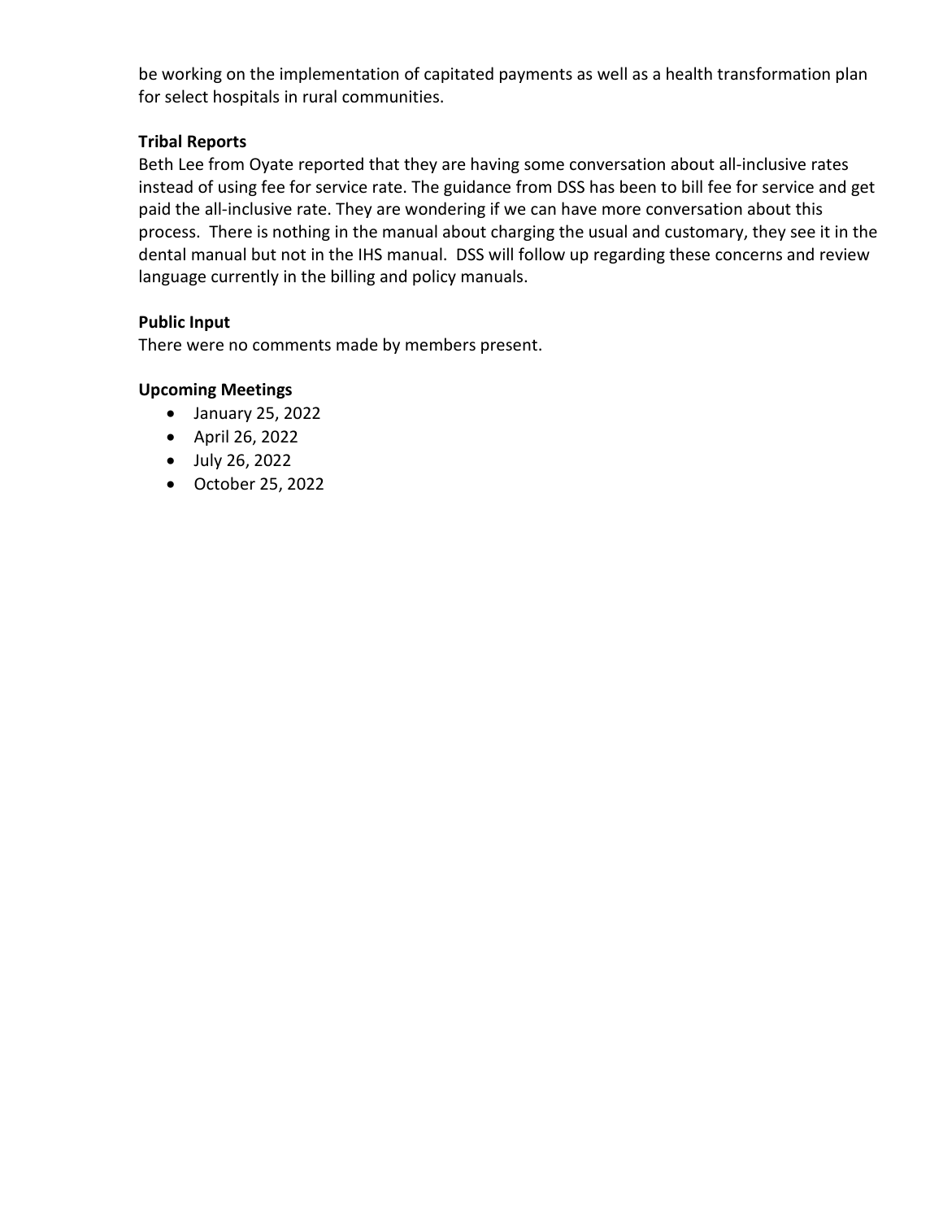be working on the implementation of capitated payments as well as a health transformation plan for select hospitals in rural communities.

**Tribal Reports**

Beth Lee from Oyate reported that they are having some conversation about all-inclusive rates instead of using fee for service rate. The guidance from DSS has been to bill fee for service and get paid the all-inclusive rate. They are wondering if we can have more conversation about this process. There is nothing in the manual about charging the usual and customary, they see it in the dental manual but not in the IHS manual. DSS will follow up regarding these concerns and review language currently in the billing and policy manuals.

**Public Input**

There were no comments made by members present.

**Upcoming Meetings**

- January 25, 2022
- April 26, 2022
- July 26, 2022
- October 25, 2022